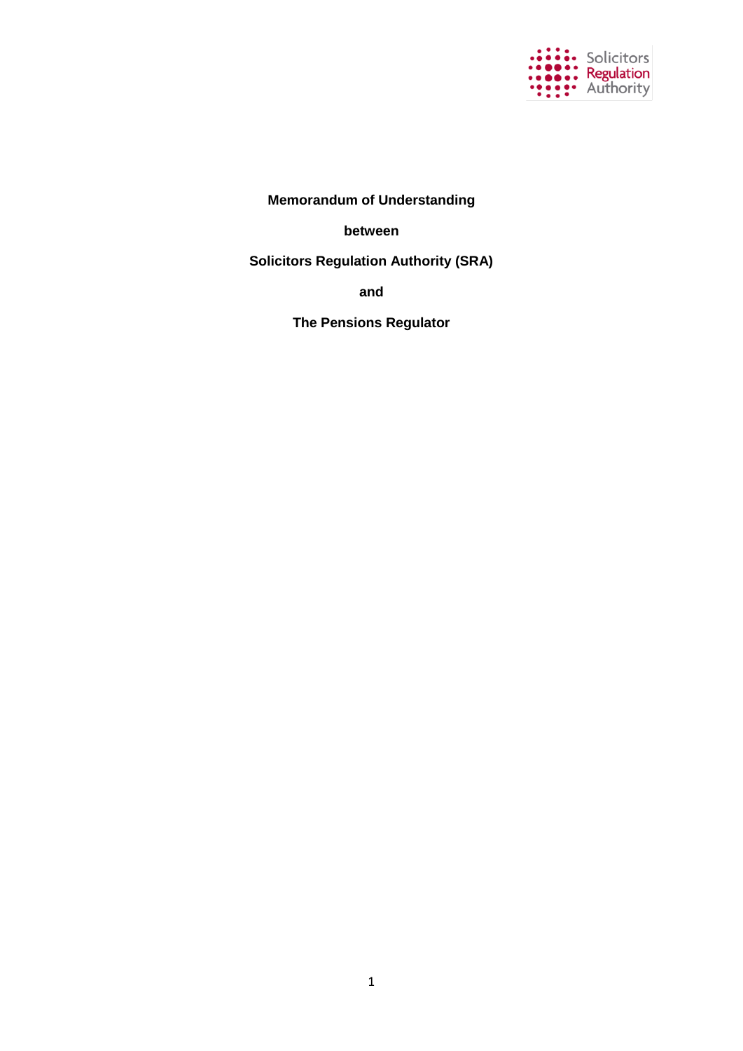**Memorandum of Understanding**

**between**

**Solicitors Regulation Authority (SRA)**

**and**

**The Pensions Regulator**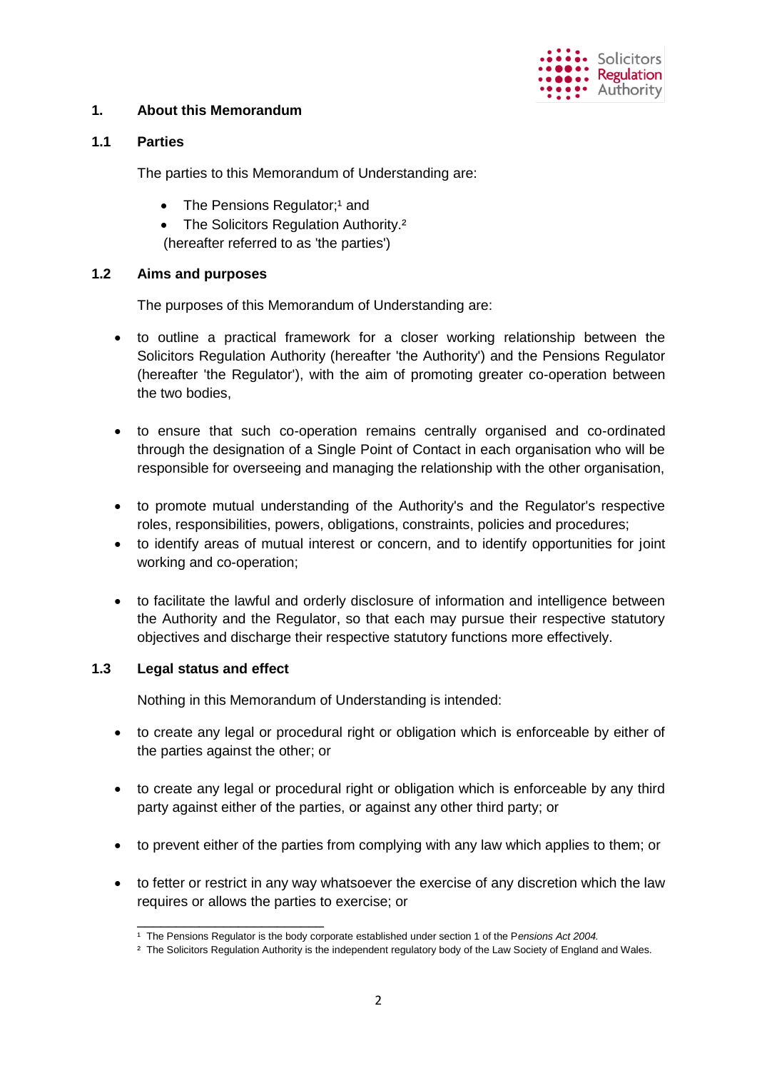## 1. About this Memorandum

### 1.1 Parties

The parties to this Memorandum of Understanding are:

- The Pensions Regulator;[1] and
- The Solicitors Regulation Authority.[2]

(hereafter referred to as 'the parties')

### 1.2 Aims and purposes

The purposes of this Memorandum of Understanding are:

- to outline a practical framework for a closer working relationship between the Solicitors Regulation Authority (hereafter 'the Authority') and the Pensions Regulator (hereafter 'the Regulator'), with the aim of promoting greater co-operation between the two bodies,

- to ensure that such co-operation remains centrally organised and co-ordinated through the designation of a Single Point of Contact in each organisation who will be responsible for overseeing and managing the relationship with the other organisation,

- to promote mutual understanding of the Authority's and the Regulator's respective roles, responsibilities, powers, obligations, constraints, policies and procedures;
- to identify areas of mutual interest or concern, and to identify opportunities for joint working and co-operation;

- to facilitate the lawful and orderly disclosure of information and intelligence between the Authority and the Regulator, so that each may pursue their respective statutory objectives and discharge their respective statutory functions more effectively.

### 1.3 Legal status and effect

Nothing in this Memorandum of Understanding is intended:

- to create any legal or procedural right or obligation which is enforceable by either of the parties against the other; or

- to create any legal or procedural right or obligation which is enforceable by any third party against either of the parties, or against any other third party; or

- to prevent either of the parties from complying with any law which applies to them; or

- to fetter or restrict in any way whatsoever the exercise of any discretion which the law requires or allows the parties to exercise; or

---

[1] The Pensions Regulator is the body corporate established under section 1 of the *Pensions Act 2004.*

[2] The Solicitors Regulation Authority is the independent regulatory body of the Law Society of England and Wales.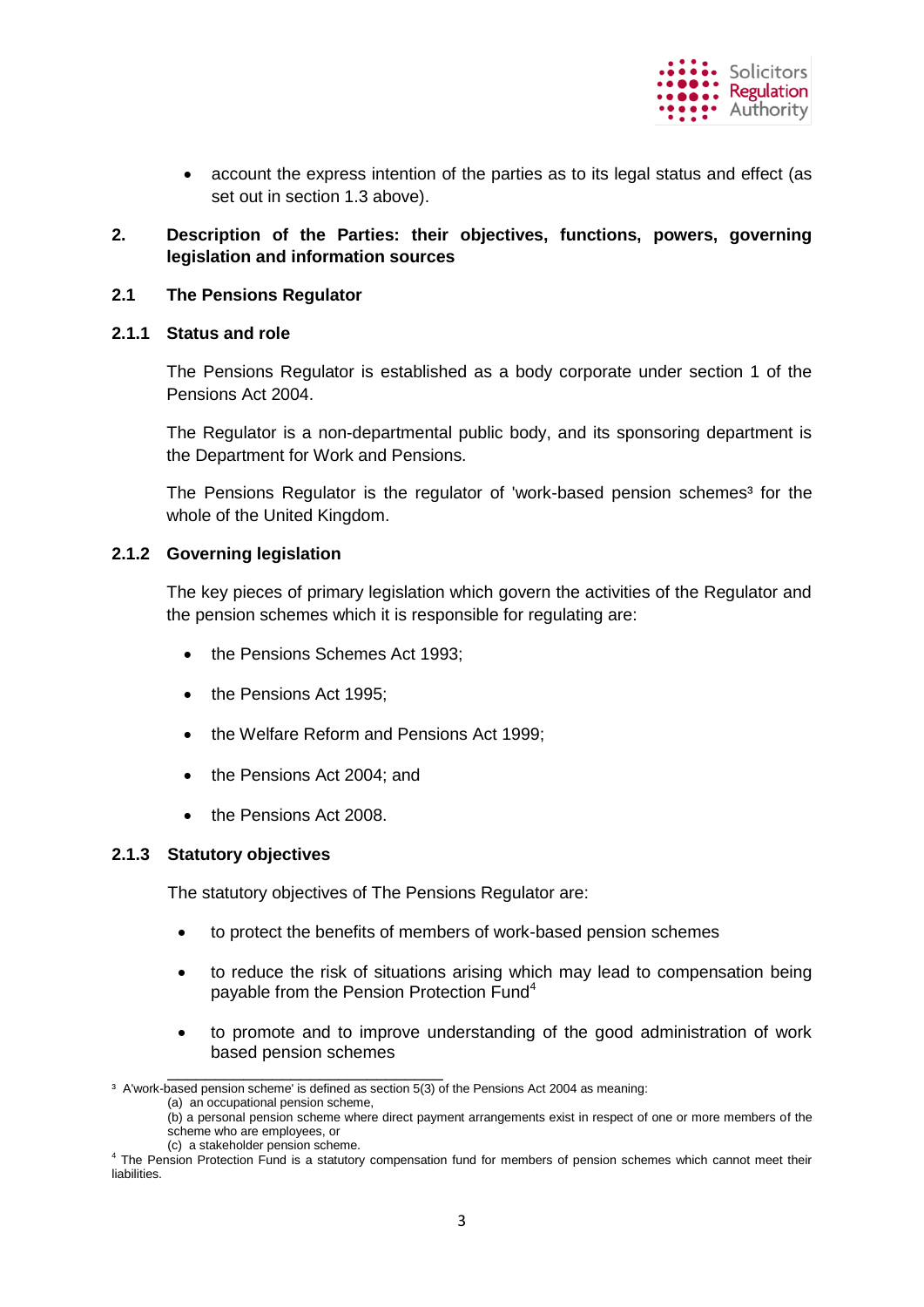- account the express intention of the parties as to its legal status and effect (as set out in section 1.3 above).

## 2. Description of the Parties: their objectives, functions, powers, governing legislation and information sources

### 2.1 The Pensions Regulator

#### 2.1.1 Status and role

The Pensions Regulator is established as a body corporate under section 1 of the Pensions Act 2004.

The Regulator is a non-departmental public body, and its sponsoring department is the Department for Work and Pensions.

The Pensions Regulator is the regulator of 'work-based pension schemes[3] for the whole of the United Kingdom.

#### 2.1.2 Governing legislation

The key pieces of primary legislation which govern the activities of the Regulator and the pension schemes which it is responsible for regulating are:

- the Pensions Schemes Act 1993;
- the Pensions Act 1995;
- the Welfare Reform and Pensions Act 1999;
- the Pensions Act 2004; and
- the Pensions Act 2008.

#### 2.1.3 Statutory objectives

The statutory objectives of The Pensions Regulator are:

- to protect the benefits of members of work-based pension schemes
- to reduce the risk of situations arising which may lead to compensation being payable from the Pension Protection Fund[4]
- to promote and to improve understanding of the good administration of work based pension schemes

---

[3] A'work-based pension scheme' is defined as section 5(3) of the Pensions Act 2004 as meaning:
(a) an occupational pension scheme,
(b) a personal pension scheme where direct payment arrangements exist in respect of one or more members of the scheme who are employees, or
(c) a stakeholder pension scheme.

[4] The Pension Protection Fund is a statutory compensation fund for members of pension schemes which cannot meet their liabilities.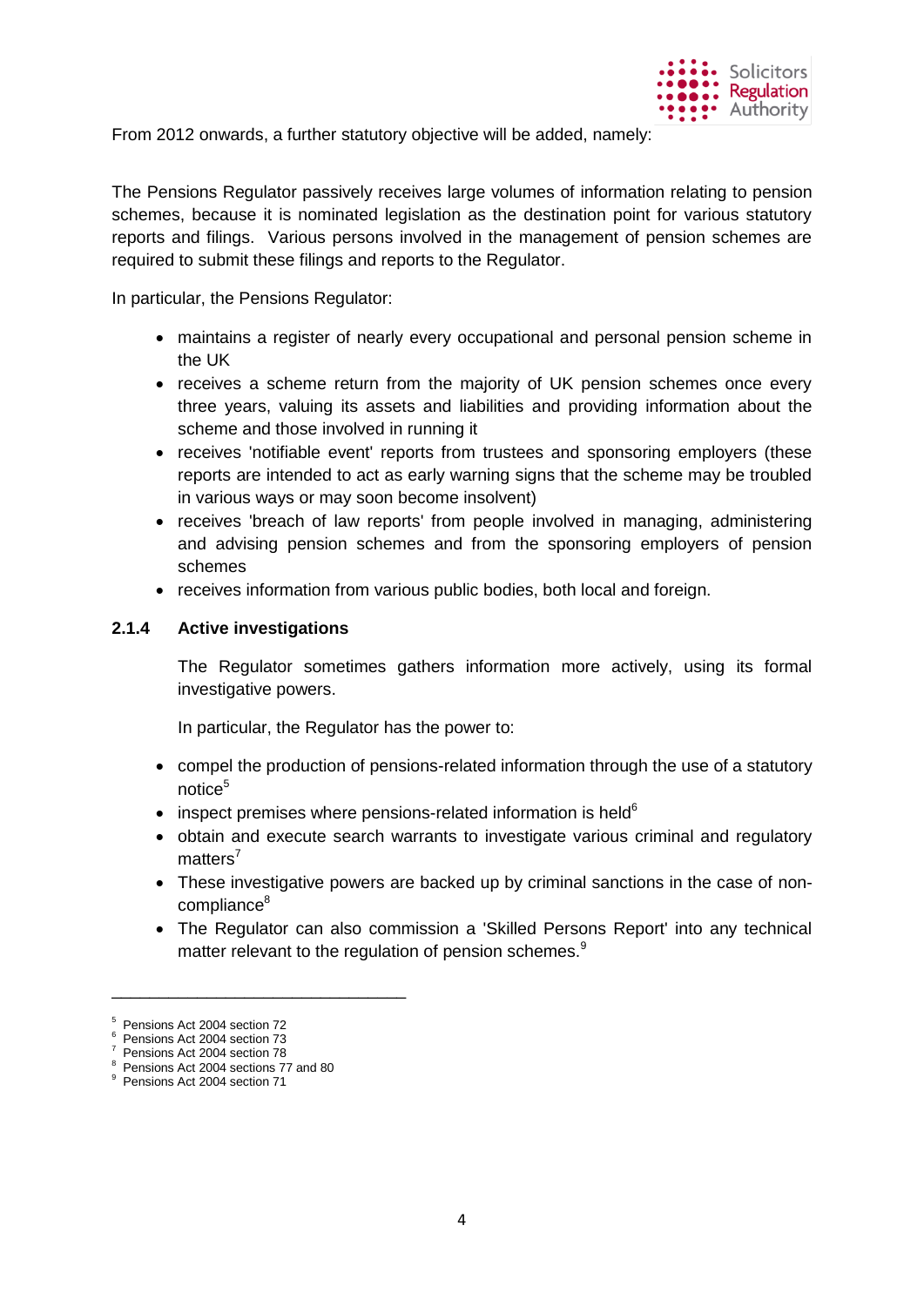From 2012 onwards, a further statutory objective will be added, namely:

The Pensions Regulator passively receives large volumes of information relating to pension schemes, because it is nominated legislation as the destination point for various statutory reports and filings. Various persons involved in the management of pension schemes are required to submit these filings and reports to the Regulator.

In particular, the Pensions Regulator:

- maintains a register of nearly every occupational and personal pension scheme in the UK
- receives a scheme return from the majority of UK pension schemes once every three years, valuing its assets and liabilities and providing information about the scheme and those involved in running it
- receives 'notifiable event' reports from trustees and sponsoring employers (these reports are intended to act as early warning signs that the scheme may be troubled in various ways or may soon become insolvent)
- receives 'breach of law reports' from people involved in managing, administering and advising pension schemes and from the sponsoring employers of pension schemes
- receives information from various public bodies, both local and foreign.

### 2.1.4 Active investigations

The Regulator sometimes gathers information more actively, using its formal investigative powers.

In particular, the Regulator has the power to:

- compel the production of pensions-related information through the use of a statutory notice[5]
- inspect premises where pensions-related information is held[6]
- obtain and execute search warrants to investigate various criminal and regulatory matters[7]
- These investigative powers are backed up by criminal sanctions in the case of non-compliance[8]
- The Regulator can also commission a 'Skilled Persons Report' into any technical matter relevant to the regulation of pension schemes.[9]

---

[5] Pensions Act 2004 section 72
[6] Pensions Act 2004 section 73
[7] Pensions Act 2004 section 78
[8] Pensions Act 2004 sections 77 and 80
[9] Pensions Act 2004 section 71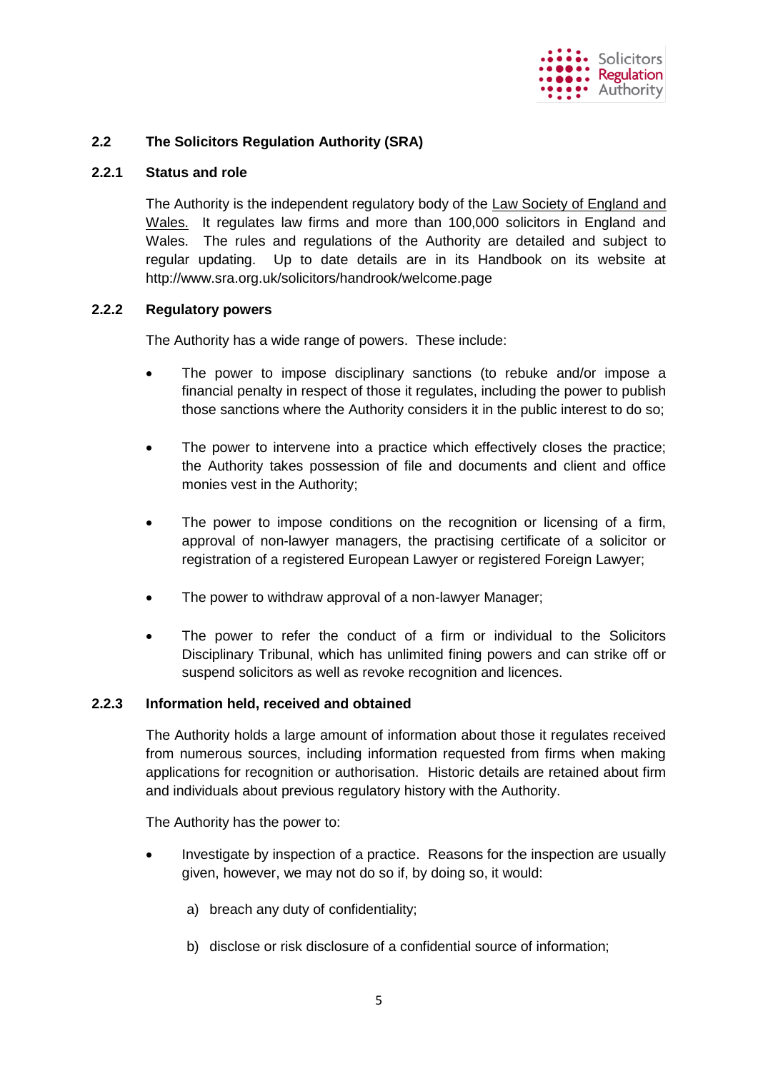## 2.2 The Solicitors Regulation Authority (SRA)

### 2.2.1 Status and role

The Authority is the independent regulatory body of the Law Society of England and Wales. It regulates law firms and more than 100,000 solicitors in England and Wales. The rules and regulations of the Authority are detailed and subject to regular updating. Up to date details are in its Handbook on its website at http://www.sra.org.uk/solicitors/handrook/welcome.page

### 2.2.2 Regulatory powers

The Authority has a wide range of powers. These include:

- The power to impose disciplinary sanctions (to rebuke and/or impose a financial penalty in respect of those it regulates, including the power to publish those sanctions where the Authority considers it in the public interest to do so;
- The power to intervene into a practice which effectively closes the practice; the Authority takes possession of file and documents and client and office monies vest in the Authority;
- The power to impose conditions on the recognition or licensing of a firm, approval of non-lawyer managers, the practising certificate of a solicitor or registration of a registered European Lawyer or registered Foreign Lawyer;
- The power to withdraw approval of a non-lawyer Manager;
- The power to refer the conduct of a firm or individual to the Solicitors Disciplinary Tribunal, which has unlimited fining powers and can strike off or suspend solicitors as well as revoke recognition and licences.

### 2.2.3 Information held, received and obtained

The Authority holds a large amount of information about those it regulates received from numerous sources, including information requested from firms when making applications for recognition or authorisation. Historic details are retained about firm and individuals about previous regulatory history with the Authority.

The Authority has the power to:

- Investigate by inspection of a practice. Reasons for the inspection are usually given, however, we may not do so if, by doing so, it would:

  a) breach any duty of confidentiality;

  b) disclose or risk disclosure of a confidential source of information;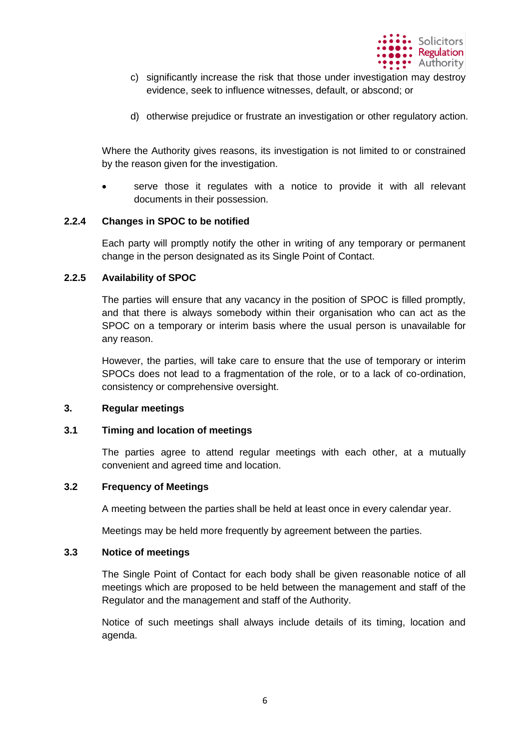c) significantly increase the risk that those under investigation may destroy evidence, seek to influence witnesses, default, or abscond; or

d) otherwise prejudice or frustrate an investigation or other regulatory action.

Where the Authority gives reasons, its investigation is not limited to or constrained by the reason given for the investigation.

- serve those it regulates with a notice to provide it with all relevant documents in their possession.

### 2.2.4 Changes in SPOC to be notified

Each party will promptly notify the other in writing of any temporary or permanent change in the person designated as its Single Point of Contact.

### 2.2.5 Availability of SPOC

The parties will ensure that any vacancy in the position of SPOC is filled promptly, and that there is always somebody within their organisation who can act as the SPOC on a temporary or interim basis where the usual person is unavailable for any reason.

However, the parties, will take care to ensure that the use of temporary or interim SPOCs does not lead to a fragmentation of the role, or to a lack of co-ordination, consistency or comprehensive oversight.

## 3. Regular meetings

### 3.1 Timing and location of meetings

The parties agree to attend regular meetings with each other, at a mutually convenient and agreed time and location.

### 3.2 Frequency of Meetings

A meeting between the parties shall be held at least once in every calendar year.

Meetings may be held more frequently by agreement between the parties.

### 3.3 Notice of meetings

The Single Point of Contact for each body shall be given reasonable notice of all meetings which are proposed to be held between the management and staff of the Regulator and the management and staff of the Authority.

Notice of such meetings shall always include details of its timing, location and agenda.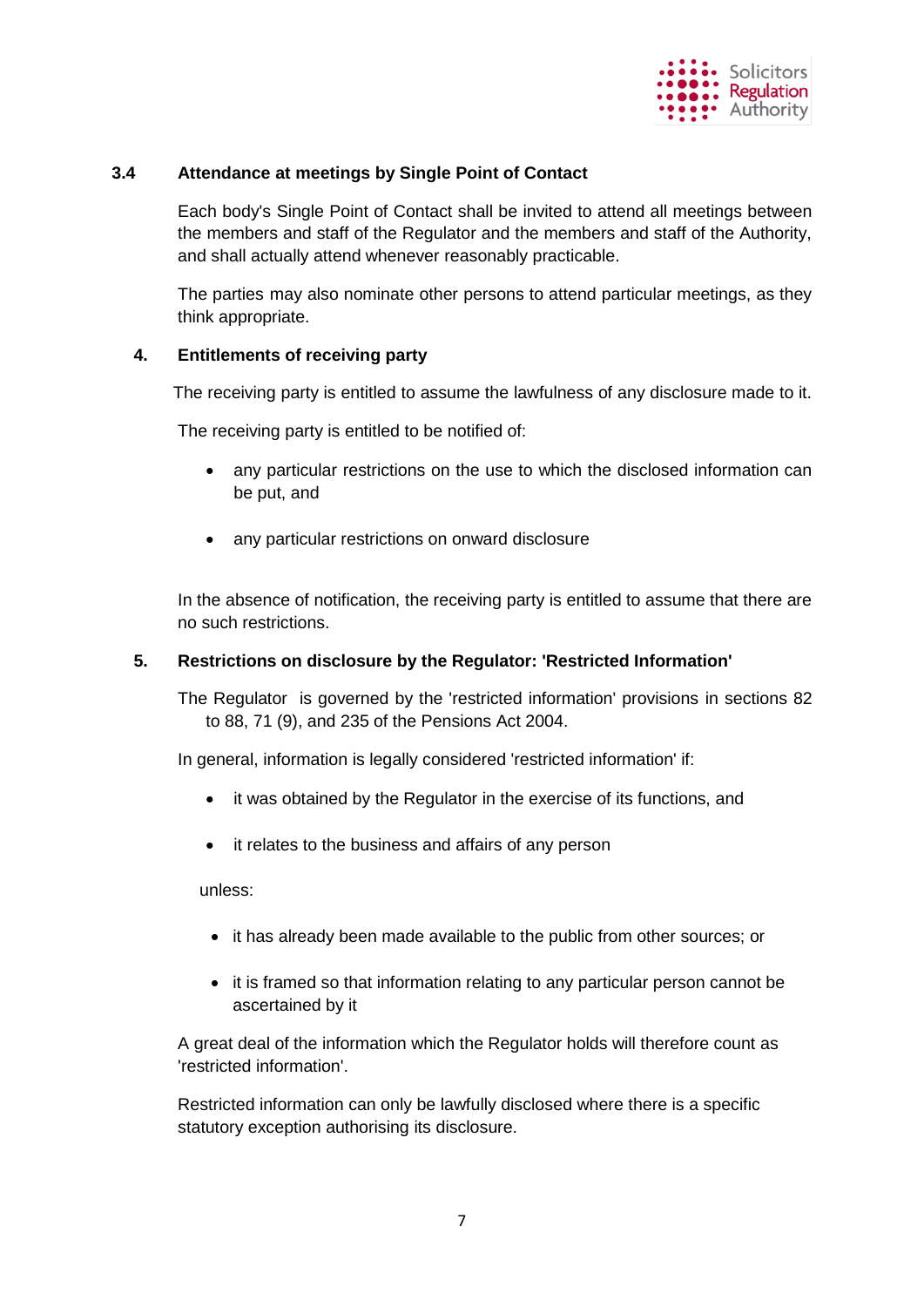### 3.4 Attendance at meetings by Single Point of Contact

Each body's Single Point of Contact shall be invited to attend all meetings between the members and staff of the Regulator and the members and staff of the Authority, and shall actually attend whenever reasonably practicable.

The parties may also nominate other persons to attend particular meetings, as they think appropriate.

## 4. Entitlements of receiving party

The receiving party is entitled to assume the lawfulness of any disclosure made to it.

The receiving party is entitled to be notified of:

- any particular restrictions on the use to which the disclosed information can be put, and
- any particular restrictions on onward disclosure

In the absence of notification, the receiving party is entitled to assume that there are no such restrictions.

## 5. Restrictions on disclosure by the Regulator: 'Restricted Information'

The Regulator is governed by the 'restricted information' provisions in sections 82 to 88, 71 (9), and 235 of the Pensions Act 2004.

In general, information is legally considered 'restricted information' if:

- it was obtained by the Regulator in the exercise of its functions, and
- it relates to the business and affairs of any person

unless:

- it has already been made available to the public from other sources; or
- it is framed so that information relating to any particular person cannot be ascertained by it

A great deal of the information which the Regulator holds will therefore count as 'restricted information'.

Restricted information can only be lawfully disclosed where there is a specific statutory exception authorising its disclosure.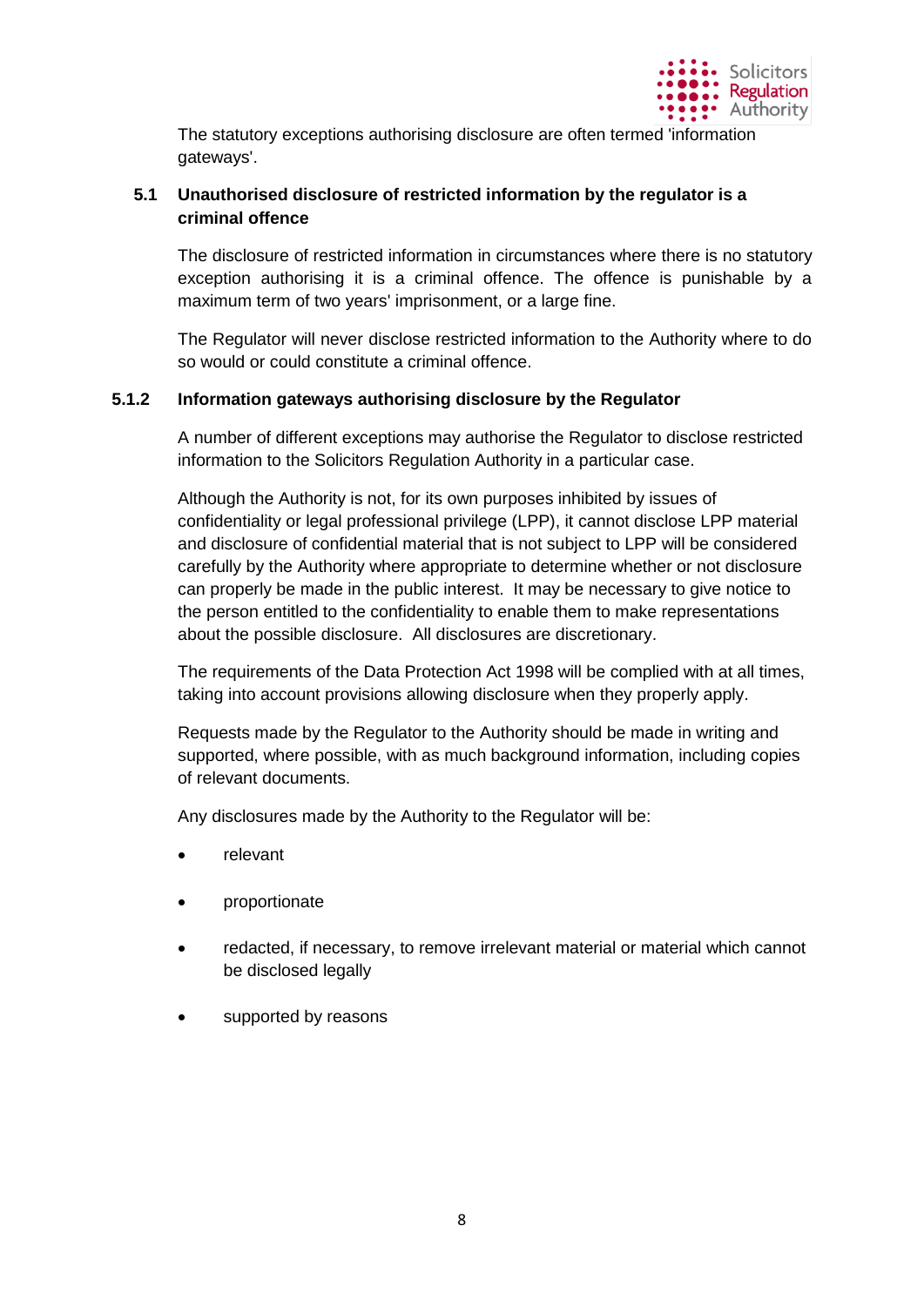The statutory exceptions authorising disclosure are often termed 'information gateways'.

### 5.1 Unauthorised disclosure of restricted information by the regulator is a criminal offence

The disclosure of restricted information in circumstances where there is no statutory exception authorising it is a criminal offence. The offence is punishable by a maximum term of two years' imprisonment, or a large fine.

The Regulator will never disclose restricted information to the Authority where to do so would or could constitute a criminal offence.

### 5.1.2 Information gateways authorising disclosure by the Regulator

A number of different exceptions may authorise the Regulator to disclose restricted information to the Solicitors Regulation Authority in a particular case.

Although the Authority is not, for its own purposes inhibited by issues of confidentiality or legal professional privilege (LPP), it cannot disclose LPP material and disclosure of confidential material that is not subject to LPP will be considered carefully by the Authority where appropriate to determine whether or not disclosure can properly be made in the public interest. It may be necessary to give notice to the person entitled to the confidentiality to enable them to make representations about the possible disclosure. All disclosures are discretionary.

The requirements of the Data Protection Act 1998 will be complied with at all times, taking into account provisions allowing disclosure when they properly apply.

Requests made by the Regulator to the Authority should be made in writing and supported, where possible, with as much background information, including copies of relevant documents.

Any disclosures made by the Authority to the Regulator will be:

- relevant
- proportionate
- redacted, if necessary, to remove irrelevant material or material which cannot be disclosed legally
- supported by reasons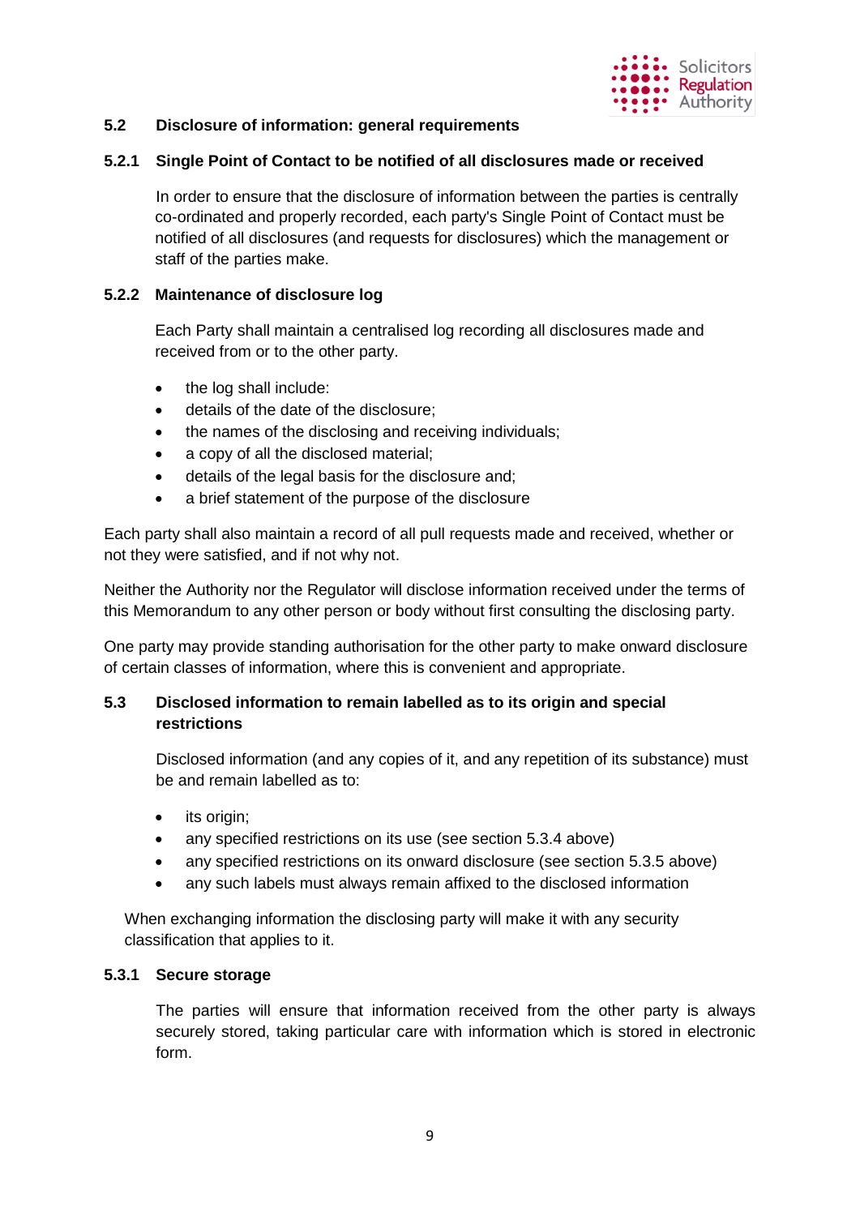### 5.2 Disclosure of information: general requirements

#### 5.2.1 Single Point of Contact to be notified of all disclosures made or received

In order to ensure that the disclosure of information between the parties is centrally co-ordinated and properly recorded, each party's Single Point of Contact must be notified of all disclosures (and requests for disclosures) which the management or staff of the parties make.

#### 5.2.2 Maintenance of disclosure log

Each Party shall maintain a centralised log recording all disclosures made and received from or to the other party.

- the log shall include:
- details of the date of the disclosure;
- the names of the disclosing and receiving individuals;
- a copy of all the disclosed material;
- details of the legal basis for the disclosure and;
- a brief statement of the purpose of the disclosure

Each party shall also maintain a record of all pull requests made and received, whether or not they were satisfied, and if not why not.

Neither the Authority nor the Regulator will disclose information received under the terms of this Memorandum to any other person or body without first consulting the disclosing party.

One party may provide standing authorisation for the other party to make onward disclosure of certain classes of information, where this is convenient and appropriate.

### 5.3 Disclosed information to remain labelled as to its origin and special restrictions

Disclosed information (and any copies of it, and any repetition of its substance) must be and remain labelled as to:

- its origin;
- any specified restrictions on its use (see section 5.3.4 above)
- any specified restrictions on its onward disclosure (see section 5.3.5 above)
- any such labels must always remain affixed to the disclosed information

When exchanging information the disclosing party will make it with any security classification that applies to it.

#### 5.3.1 Secure storage

The parties will ensure that information received from the other party is always securely stored, taking particular care with information which is stored in electronic form.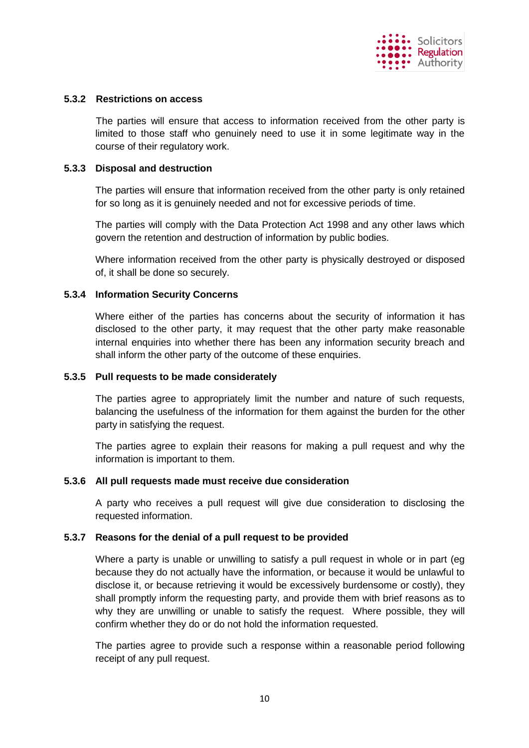#### 5.3.2 Restrictions on access

The parties will ensure that access to information received from the other party is limited to those staff who genuinely need to use it in some legitimate way in the course of their regulatory work.

#### 5.3.3 Disposal and destruction

The parties will ensure that information received from the other party is only retained for so long as it is genuinely needed and not for excessive periods of time.

The parties will comply with the Data Protection Act 1998 and any other laws which govern the retention and destruction of information by public bodies.

Where information received from the other party is physically destroyed or disposed of, it shall be done so securely.

#### 5.3.4 Information Security Concerns

Where either of the parties has concerns about the security of information it has disclosed to the other party, it may request that the other party make reasonable internal enquiries into whether there has been any information security breach and shall inform the other party of the outcome of these enquiries.

#### 5.3.5 Pull requests to be made considerately

The parties agree to appropriately limit the number and nature of such requests, balancing the usefulness of the information for them against the burden for the other party in satisfying the request.

The parties agree to explain their reasons for making a pull request and why the information is important to them.

#### 5.3.6 All pull requests made must receive due consideration

A party who receives a pull request will give due consideration to disclosing the requested information.

#### 5.3.7 Reasons for the denial of a pull request to be provided

Where a party is unable or unwilling to satisfy a pull request in whole or in part (eg because they do not actually have the information, or because it would be unlawful to disclose it, or because retrieving it would be excessively burdensome or costly), they shall promptly inform the requesting party, and provide them with brief reasons as to why they are unwilling or unable to satisfy the request. Where possible, they will confirm whether they do or do not hold the information requested.

The parties agree to provide such a response within a reasonable period following receipt of any pull request.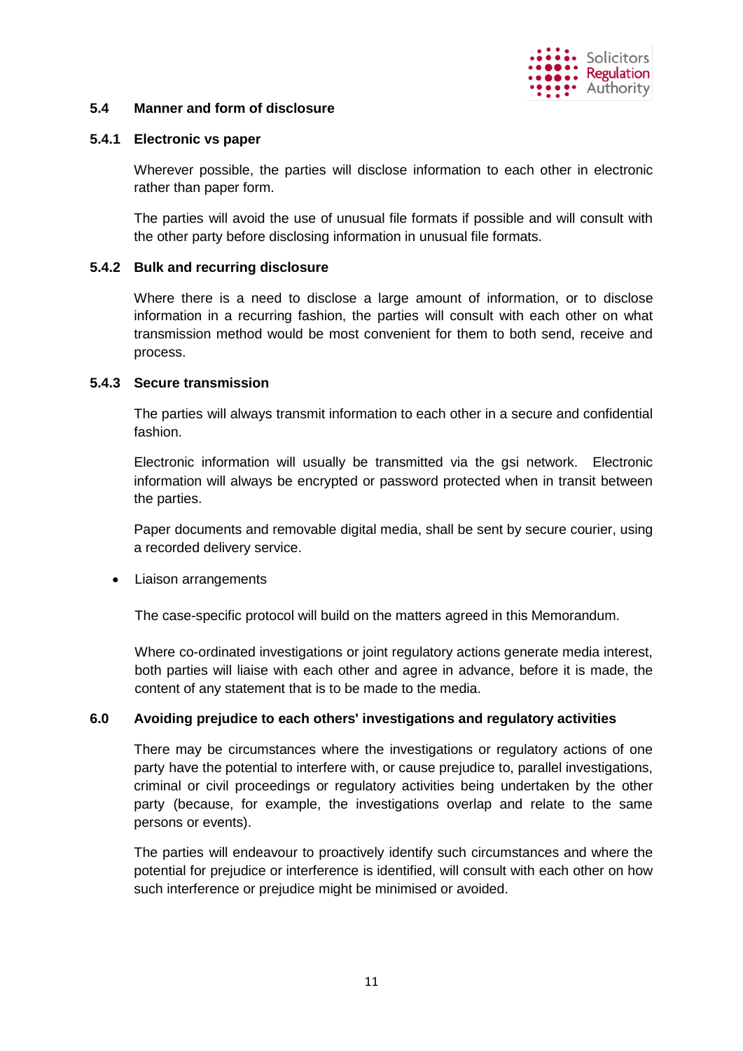## 5.4 Manner and form of disclosure

### 5.4.1 Electronic vs paper

Wherever possible, the parties will disclose information to each other in electronic rather than paper form.

The parties will avoid the use of unusual file formats if possible and will consult with the other party before disclosing information in unusual file formats.

### 5.4.2 Bulk and recurring disclosure

Where there is a need to disclose a large amount of information, or to disclose information in a recurring fashion, the parties will consult with each other on what transmission method would be most convenient for them to both send, receive and process.

### 5.4.3 Secure transmission

The parties will always transmit information to each other in a secure and confidential fashion.

Electronic information will usually be transmitted via the gsi network. Electronic information will always be encrypted or password protected when in transit between the parties.

Paper documents and removable digital media, shall be sent by secure courier, using a recorded delivery service.

- Liaison arrangements

The case-specific protocol will build on the matters agreed in this Memorandum.

Where co-ordinated investigations or joint regulatory actions generate media interest, both parties will liaise with each other and agree in advance, before it is made, the content of any statement that is to be made to the media.

## 6.0 Avoiding prejudice to each others' investigations and regulatory activities

There may be circumstances where the investigations or regulatory actions of one party have the potential to interfere with, or cause prejudice to, parallel investigations, criminal or civil proceedings or regulatory activities being undertaken by the other party (because, for example, the investigations overlap and relate to the same persons or events).

The parties will endeavour to proactively identify such circumstances and where the potential for prejudice or interference is identified, will consult with each other on how such interference or prejudice might be minimised or avoided.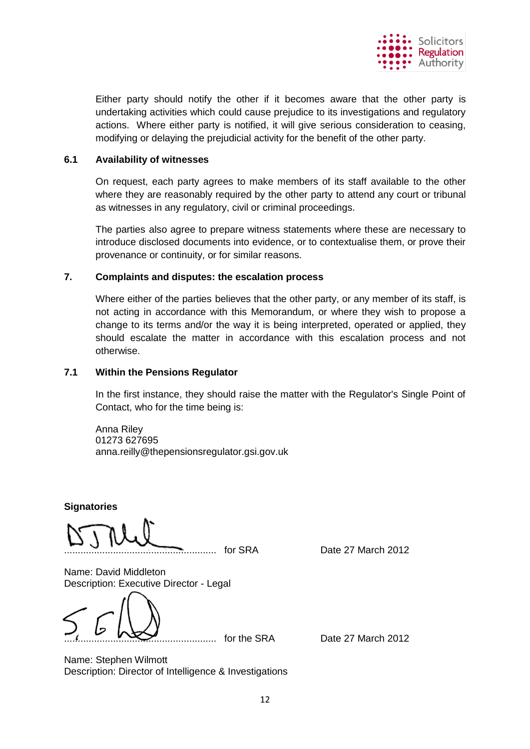Either party should notify the other if it becomes aware that the other party is undertaking activities which could cause prejudice to its investigations and regulatory actions. Where either party is notified, it will give serious consideration to ceasing, modifying or delaying the prejudicial activity for the benefit of the other party.

### 6.1 Availability of witnesses

On request, each party agrees to make members of its staff available to the other where they are reasonably required by the other party to attend any court or tribunal as witnesses in any regulatory, civil or criminal proceedings.

The parties also agree to prepare witness statements where these are necessary to introduce disclosed documents into evidence, or to contextualise them, or prove their provenance or continuity, or for similar reasons.

## 7. Complaints and disputes: the escalation process

Where either of the parties believes that the other party, or any member of its staff, is not acting in accordance with this Memorandum, or where they wish to propose a change to its terms and/or the way it is being interpreted, operated or applied, they should escalate the matter in accordance with this escalation process and not otherwise.

### 7.1 Within the Pensions Regulator

In the first instance, they should raise the matter with the Regulator's Single Point of Contact, who for the time being is:

Anna Riley
01273 627695
anna.reilly@thepensionsregulator.gsi.gov.uk

**Signatories**

........................................................ for SRA Date 27 March 2012

Name: David Middleton
Description: Executive Director - Legal

........................................................ for the SRA Date 27 March 2012

Name: Stephen Wilmott
Description: Director of Intelligence & Investigations